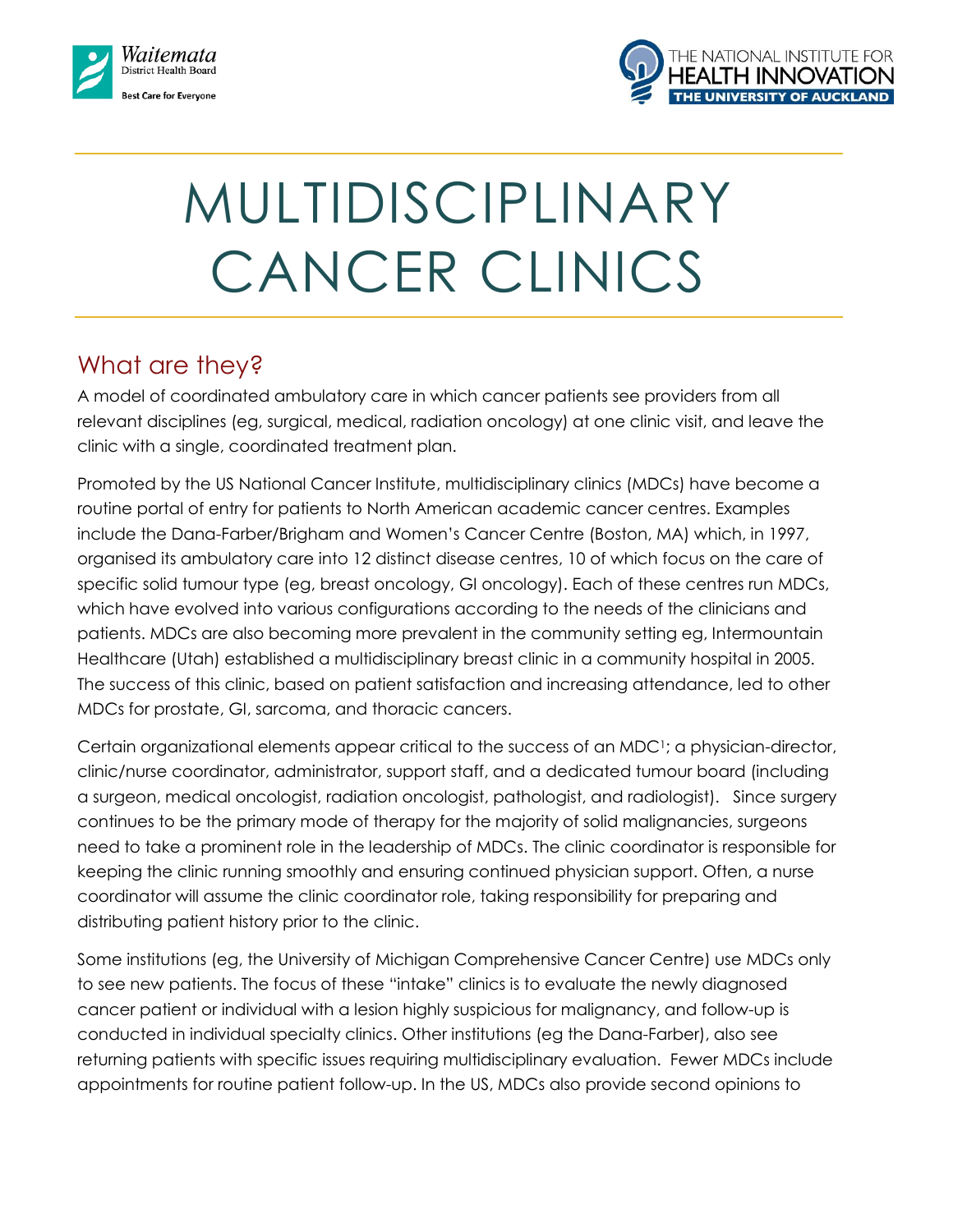# MULTIDISCIPLINARY CANCER CLINICS

## What are they?

A model of coordinated ambulatory care in which cancer patients see providers from all relevant disciplines (eg, surgical, medical, radiation oncology) at one clinic visit, and leave the clinic with a single, coordinated treatment plan.

Promoted by the US National Cancer Institute, multidisciplinary clinics (MDCs) have become a routine portal of entry for patients to North American academic cancer centres. Examples include the Dana-Farber/Brigham and Women's Cancer Centre (Boston, MA) which, in 1997, organised its ambulatory care into 12 distinct disease centres, 10 of which focus on the care of specific solid tumour type (eg, breast oncology, GI oncology). Each of these centres run MDCs, which have evolved into various configurations according to the needs of the clinicians and patients. MDCs are also becoming more prevalent in the community setting eg, Intermountain Healthcare (Utah) established a multidisciplinary breast clinic in a community hospital in 2005. The success of this clinic, based on patient satisfaction and increasing attendance, led to other MDCs for prostate, GI, sarcoma, and thoracic cancers.

Certain organizational elements appear critical to the success of an MDC[1]; a physician-director, clinic/nurse coordinator, administrator, support staff, and a dedicated tumour board (including a surgeon, medical oncologist, radiation oncologist, pathologist, and radiologist). Since surgery continues to be the primary mode of therapy for the majority of solid malignancies, surgeons need to take a prominent role in the leadership of MDCs. The clinic coordinator is responsible for keeping the clinic running smoothly and ensuring continued physician support. Often, a nurse coordinator will assume the clinic coordinator role, taking responsibility for preparing and distributing patient history prior to the clinic.

Some institutions (eg, the University of Michigan Comprehensive Cancer Centre) use MDCs only to see new patients. The focus of these "intake" clinics is to evaluate the newly diagnosed cancer patient or individual with a lesion highly suspicious for malignancy, and follow-up is conducted in individual specialty clinics. Other institutions (eg the Dana-Farber), also see returning patients with specific issues requiring multidisciplinary evaluation. Fewer MDCs include appointments for routine patient follow-up. In the US, MDCs also provide second opinions to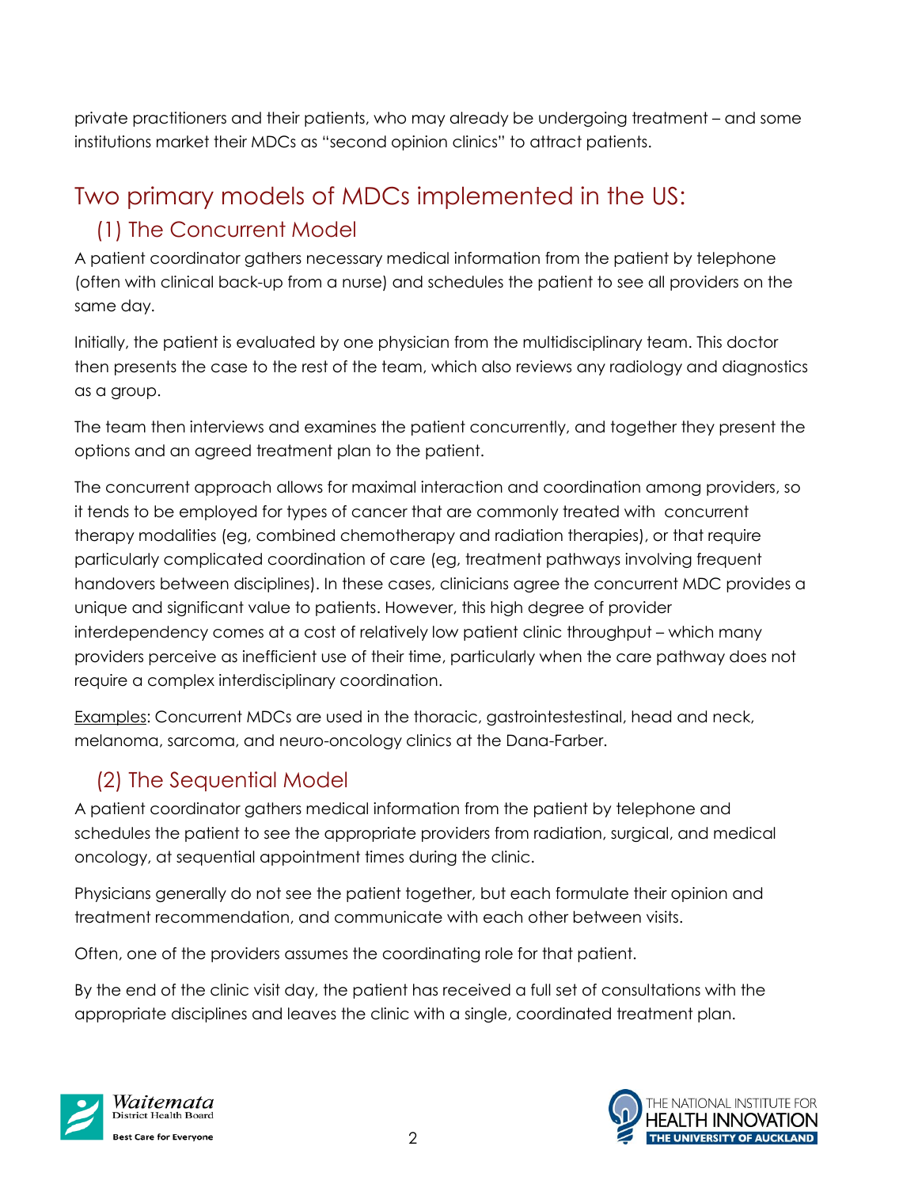private practitioners and their patients, who may already be undergoing treatment – and some institutions market their MDCs as "second opinion clinics" to attract patients.

## Two primary models of MDCs implemented in the US:

### (1) The Concurrent Model

A patient coordinator gathers necessary medical information from the patient by telephone (often with clinical back-up from a nurse) and schedules the patient to see all providers on the same day.

Initially, the patient is evaluated by one physician from the multidisciplinary team. This doctor then presents the case to the rest of the team, which also reviews any radiology and diagnostics as a group.

The team then interviews and examines the patient concurrently, and together they present the options and an agreed treatment plan to the patient.

The concurrent approach allows for maximal interaction and coordination among providers, so it tends to be employed for types of cancer that are commonly treated with concurrent therapy modalities (eg, combined chemotherapy and radiation therapies), or that require particularly complicated coordination of care (eg, treatment pathways involving frequent handovers between disciplines). In these cases, clinicians agree the concurrent MDC provides a unique and significant value to patients. However, this high degree of provider interdependency comes at a cost of relatively low patient clinic throughput – which many providers perceive as inefficient use of their time, particularly when the care pathway does not require a complex interdisciplinary coordination.

Examples: Concurrent MDCs are used in the thoracic, gastrointestestinal, head and neck, melanoma, sarcoma, and neuro-oncology clinics at the Dana-Farber.

### (2) The Sequential Model

A patient coordinator gathers medical information from the patient by telephone and schedules the patient to see the appropriate providers from radiation, surgical, and medical oncology, at sequential appointment times during the clinic.

Physicians generally do not see the patient together, but each formulate their opinion and treatment recommendation, and communicate with each other between visits.

Often, one of the providers assumes the coordinating role for that patient.

By the end of the clinic visit day, the patient has received a full set of consultations with the appropriate disciplines and leaves the clinic with a single, coordinated treatment plan.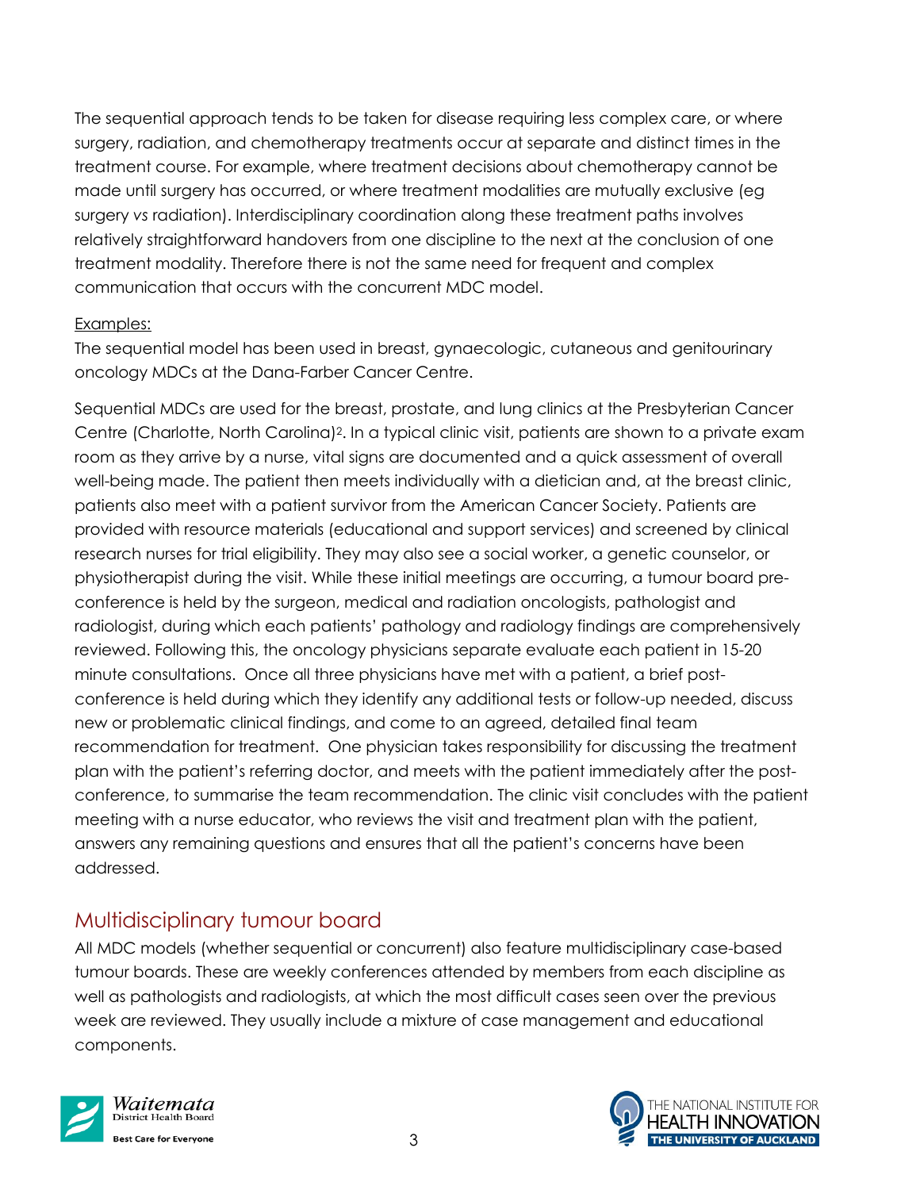The sequential approach tends to be taken for disease requiring less complex care, or where surgery, radiation, and chemotherapy treatments occur at separate and distinct times in the treatment course. For example, where treatment decisions about chemotherapy cannot be made until surgery has occurred, or where treatment modalities are mutually exclusive (eg surgery *vs* radiation). Interdisciplinary coordination along these treatment paths involves relatively straightforward handovers from one discipline to the next at the conclusion of one treatment modality. Therefore there is not the same need for frequent and complex communication that occurs with the concurrent MDC model.

Examples:

The sequential model has been used in breast, gynaecologic, cutaneous and genitourinary oncology MDCs at the Dana-Farber Cancer Centre.

Sequential MDCs are used for the breast, prostate, and lung clinics at the Presbyterian Cancer Centre (Charlotte, North Carolina)[2]. In a typical clinic visit, patients are shown to a private exam room as they arrive by a nurse, vital signs are documented and a quick assessment of overall well-being made. The patient then meets individually with a dietician and, at the breast clinic, patients also meet with a patient survivor from the American Cancer Society. Patients are provided with resource materials (educational and support services) and screened by clinical research nurses for trial eligibility. They may also see a social worker, a genetic counselor, or physiotherapist during the visit. While these initial meetings are occurring, a tumour board pre-conference is held by the surgeon, medical and radiation oncologists, pathologist and radiologist, during which each patients' pathology and radiology findings are comprehensively reviewed. Following this, the oncology physicians separate evaluate each patient in 15-20 minute consultations. Once all three physicians have met with a patient, a brief post-conference is held during which they identify any additional tests or follow-up needed, discuss new or problematic clinical findings, and come to an agreed, detailed final team recommendation for treatment. One physician takes responsibility for discussing the treatment plan with the patient's referring doctor, and meets with the patient immediately after the post-conference, to summarise the team recommendation. The clinic visit concludes with the patient meeting with a nurse educator, who reviews the visit and treatment plan with the patient, answers any remaining questions and ensures that all the patient's concerns have been addressed.

## Multidisciplinary tumour board

All MDC models (whether sequential or concurrent) also feature multidisciplinary case-based tumour boards. These are weekly conferences attended by members from each discipline as well as pathologists and radiologists, at which the most difficult cases seen over the previous week are reviewed. They usually include a mixture of case management and educational components.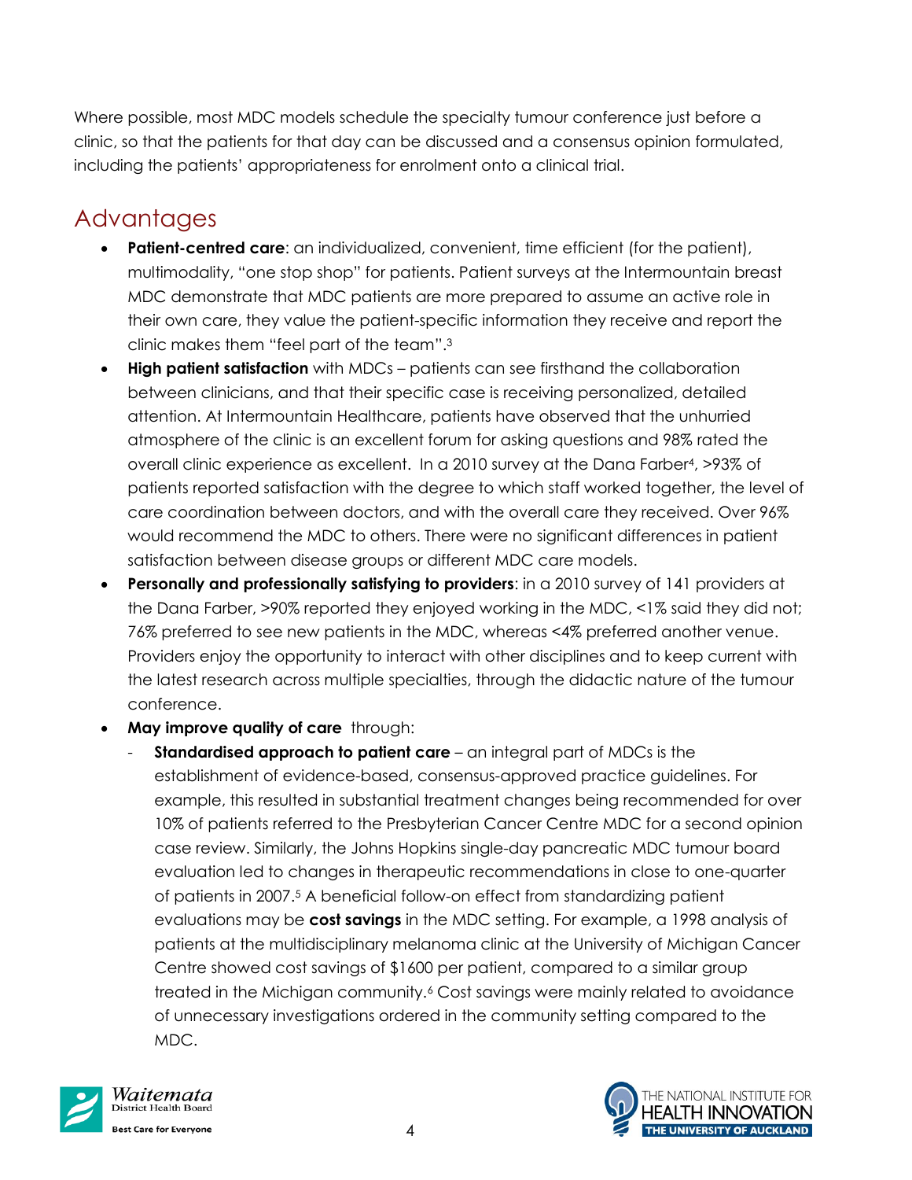Where possible, most MDC models schedule the specialty tumour conference just before a clinic, so that the patients for that day can be discussed and a consensus opinion formulated, including the patients' appropriateness for enrolment onto a clinical trial.

## Advantages

- **Patient-centred care**: an individualized, convenient, time efficient (for the patient), multimodality, "one stop shop" for patients. Patient surveys at the Intermountain breast MDC demonstrate that MDC patients are more prepared to assume an active role in their own care, they value the patient-specific information they receive and report the clinic makes them "feel part of the team".[3]
- **High patient satisfaction** with MDCs – patients can see firsthand the collaboration between clinicians, and that their specific case is receiving personalized, detailed attention. At Intermountain Healthcare, patients have observed that the unhurried atmosphere of the clinic is an excellent forum for asking questions and 98% rated the overall clinic experience as excellent. In a 2010 survey at the Dana Farber[4], >93% of patients reported satisfaction with the degree to which staff worked together, the level of care coordination between doctors, and with the overall care they received. Over 96% would recommend the MDC to others. There were no significant differences in patient satisfaction between disease groups or different MDC care models.
- **Personally and professionally satisfying to providers**: in a 2010 survey of 141 providers at the Dana Farber, >90% reported they enjoyed working in the MDC, <1% said they did not; 76% preferred to see new patients in the MDC, whereas <4% preferred another venue. Providers enjoy the opportunity to interact with other disciplines and to keep current with the latest research across multiple specialties, through the didactic nature of the tumour conference.
- **May improve quality of care** through:
  - **Standardised approach to patient care** – an integral part of MDCs is the establishment of evidence-based, consensus-approved practice guidelines. For example, this resulted in substantial treatment changes being recommended for over 10% of patients referred to the Presbyterian Cancer Centre MDC for a second opinion case review. Similarly, the Johns Hopkins single-day pancreatic MDC tumour board evaluation led to changes in therapeutic recommendations in close to one-quarter of patients in 2007.[5] A beneficial follow-on effect from standardizing patient evaluations may be **cost savings** in the MDC setting. For example, a 1998 analysis of patients at the multidisciplinary melanoma clinic at the University of Michigan Cancer Centre showed cost savings of $1600 per patient, compared to a similar group treated in the Michigan community.[6] Cost savings were mainly related to avoidance of unnecessary investigations ordered in the community setting compared to the MDC.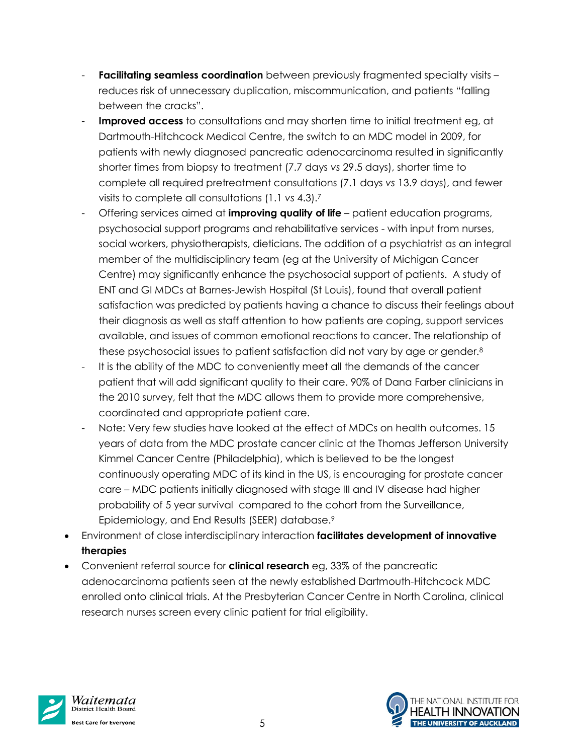- **Facilitating seamless coordination** between previously fragmented specialty visits – reduces risk of unnecessary duplication, miscommunication, and patients "falling between the cracks".
- **Improved access** to consultations and may shorten time to initial treatment eg, at Dartmouth-Hitchcock Medical Centre, the switch to an MDC model in 2009, for patients with newly diagnosed pancreatic adenocarcinoma resulted in significantly shorter times from biopsy to treatment (7.7 days *vs* 29.5 days), shorter time to complete all required pretreatment consultations (7.1 days *vs* 13.9 days), and fewer visits to complete all consultations (1.1 *vs* 4.3).[7]
- Offering services aimed at **improving quality of life** – patient education programs, psychosocial support programs and rehabilitative services - with input from nurses, social workers, physiotherapists, dieticians. The addition of a psychiatrist as an integral member of the multidisciplinary team (eg at the University of Michigan Cancer Centre) may significantly enhance the psychosocial support of patients. A study of ENT and GI MDCs at Barnes-Jewish Hospital (St Louis), found that overall patient satisfaction was predicted by patients having a chance to discuss their feelings about their diagnosis as well as staff attention to how patients are coping, support services available, and issues of common emotional reactions to cancer. The relationship of these psychosocial issues to patient satisfaction did not vary by age or gender.[8]
- It is the ability of the MDC to conveniently meet all the demands of the cancer patient that will add significant quality to their care. 90% of Dana Farber clinicians in the 2010 survey, felt that the MDC allows them to provide more comprehensive, coordinated and appropriate patient care.
- Note: Very few studies have looked at the effect of MDCs on health outcomes. 15 years of data from the MDC prostate cancer clinic at the Thomas Jefferson University Kimmel Cancer Centre (Philadelphia), which is believed to be the longest continuously operating MDC of its kind in the US, is encouraging for prostate cancer care – MDC patients initially diagnosed with stage III and IV disease had higher probability of 5 year survival compared to the cohort from the Surveillance, Epidemiology, and End Results (SEER) database.[9]

- Environment of close interdisciplinary interaction **facilitates development of innovative therapies**
- Convenient referral source for **clinical research** eg, 33% of the pancreatic adenocarcinoma patients seen at the newly established Dartmouth-Hitchcock MDC enrolled onto clinical trials. At the Presbyterian Cancer Centre in North Carolina, clinical research nurses screen every clinic patient for trial eligibility.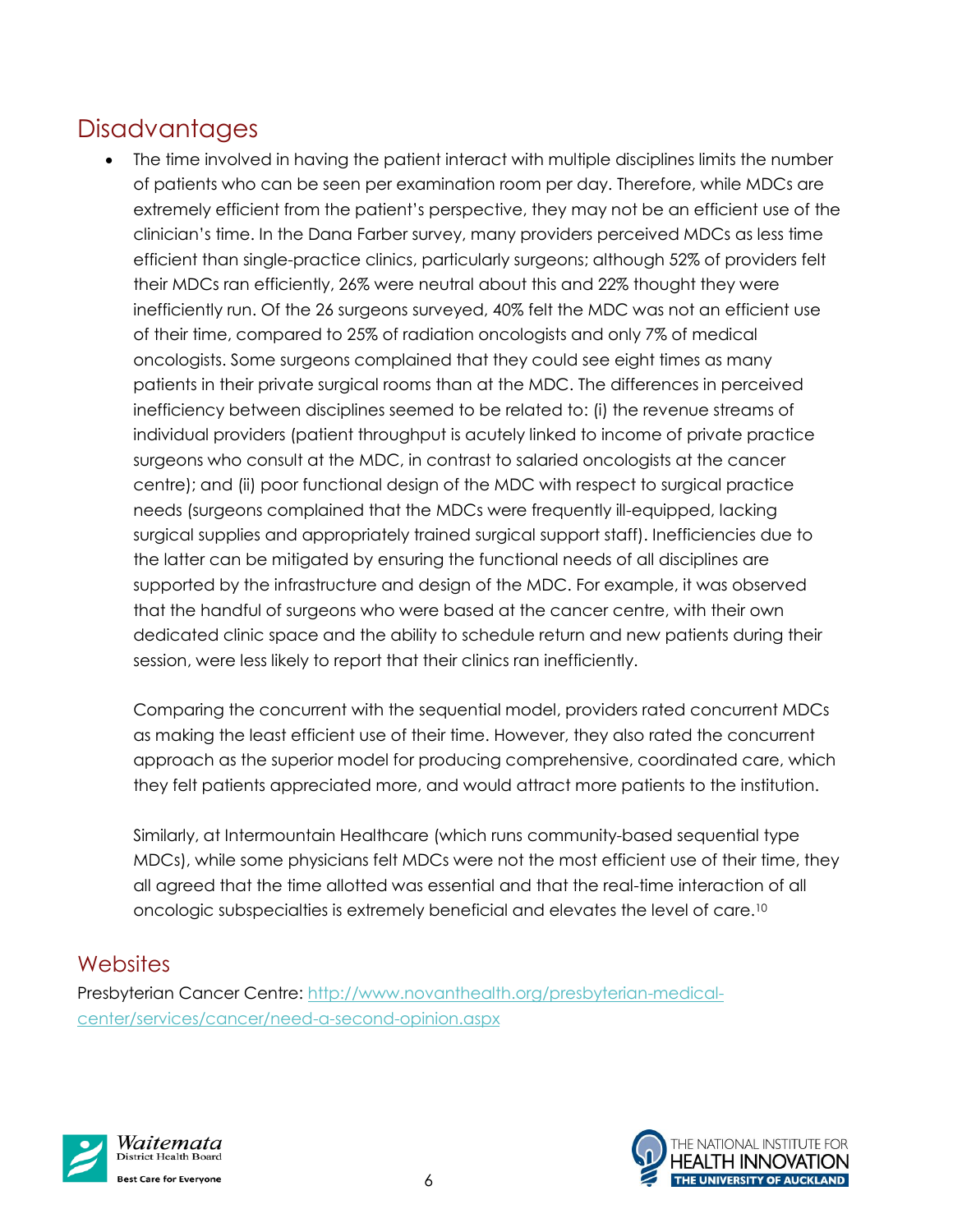## Disadvantages

- The time involved in having the patient interact with multiple disciplines limits the number of patients who can be seen per examination room per day. Therefore, while MDCs are extremely efficient from the patient's perspective, they may not be an efficient use of the clinician's time. In the Dana Farber survey, many providers perceived MDCs as less time efficient than single-practice clinics, particularly surgeons; although 52% of providers felt their MDCs ran efficiently, 26% were neutral about this and 22% thought they were inefficiently run. Of the 26 surgeons surveyed, 40% felt the MDC was not an efficient use of their time, compared to 25% of radiation oncologists and only 7% of medical oncologists. Some surgeons complained that they could see eight times as many patients in their private surgical rooms than at the MDC. The differences in perceived inefficiency between disciplines seemed to be related to: (i) the revenue streams of individual providers (patient throughput is acutely linked to income of private practice surgeons who consult at the MDC, in contrast to salaried oncologists at the cancer centre); and (ii) poor functional design of the MDC with respect to surgical practice needs (surgeons complained that the MDCs were frequently ill-equipped, lacking surgical supplies and appropriately trained surgical support staff). Inefficiencies due to the latter can be mitigated by ensuring the functional needs of all disciplines are supported by the infrastructure and design of the MDC. For example, it was observed that the handful of surgeons who were based at the cancer centre, with their own dedicated clinic space and the ability to schedule return and new patients during their session, were less likely to report that their clinics ran inefficiently.

  Comparing the concurrent with the sequential model, providers rated concurrent MDCs as making the least efficient use of their time. However, they also rated the concurrent approach as the superior model for producing comprehensive, coordinated care, which they felt patients appreciated more, and would attract more patients to the institution.

  Similarly, at Intermountain Healthcare (which runs community-based sequential type MDCs), while some physicians felt MDCs were not the most efficient use of their time, they all agreed that the time allotted was essential and that the real-time interaction of all oncologic subspecialties is extremely beneficial and elevates the level of care.[10]

## Websites

Presbyterian Cancer Centre: http://www.novanthealth.org/presbyterian-medical-center/services/cancer/need-a-second-opinion.aspx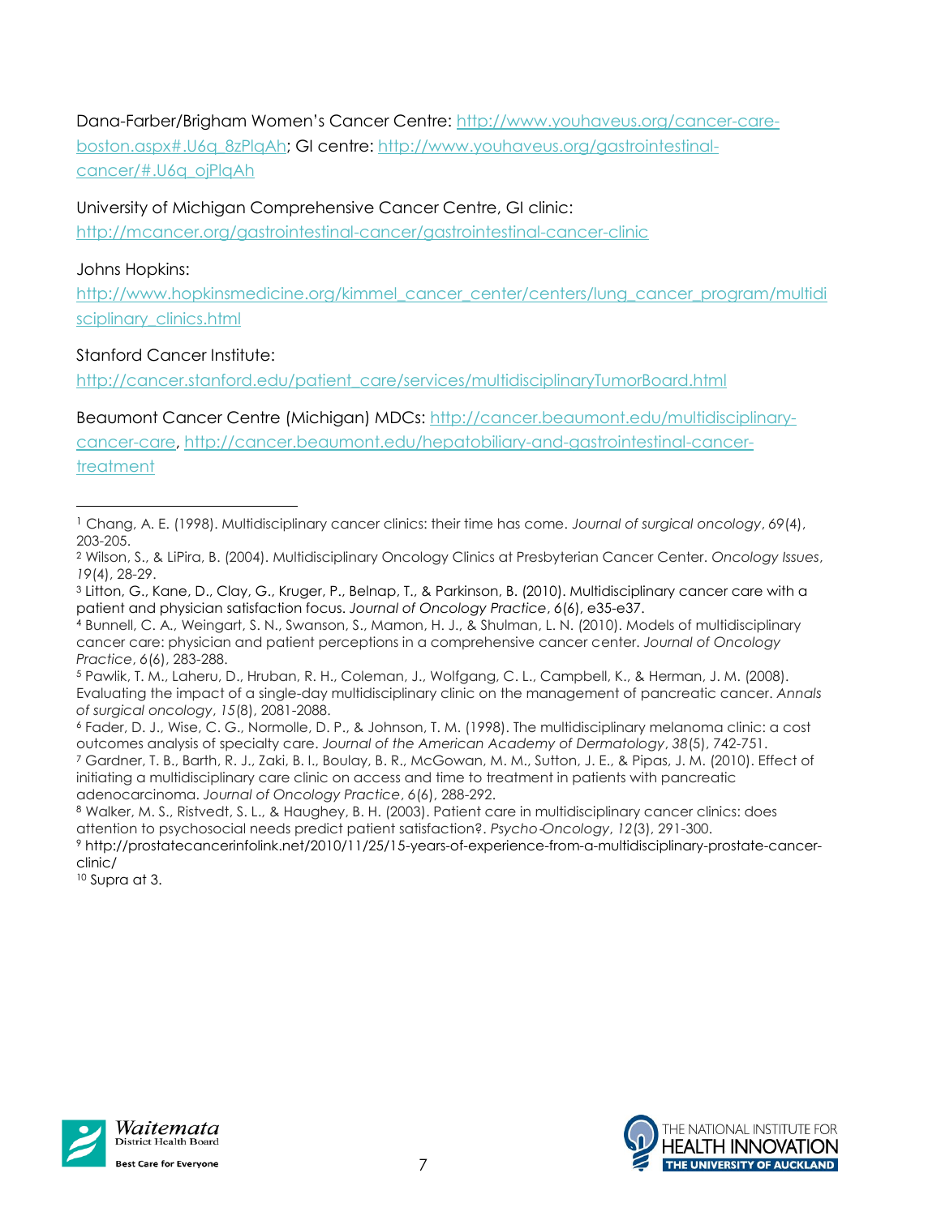Dana-Farber/Brigham Women's Cancer Centre: http://www.youhaveus.org/cancer-care-boston.aspx#.U6q_8zPlqAh; GI centre: http://www.youhaveus.org/gastrointestinal-cancer/#.U6q_ojPlqAh

University of Michigan Comprehensive Cancer Centre, GI clinic:
http://mcancer.org/gastrointestinal-cancer/gastrointestinal-cancer-clinic

Johns Hopkins:
http://www.hopkinsmedicine.org/kimmel_cancer_center/centers/lung_cancer_program/multidisciplinary_clinics.html

Stanford Cancer Institute:
http://cancer.stanford.edu/patient_care/services/multidisciplinaryTumorBoard.html

Beaumont Cancer Centre (Michigan) MDCs: http://cancer.beaumont.edu/multidisciplinary-cancer-care, http://cancer.beaumont.edu/hepatobiliary-and-gastrointestinal-cancer-treatment

---

[1] Chang, A. E. (1998). Multidisciplinary cancer clinics: their time has come. *Journal of surgical oncology*, *69*(4), 203-205.

[2] Wilson, S., & LiPira, B. (2004). Multidisciplinary Oncology Clinics at Presbyterian Cancer Center. *Oncology Issues*, *19*(4), 28-29.

[3] Litton, G., Kane, D., Clay, G., Kruger, P., Belnap, T., & Parkinson, B. (2010). Multidisciplinary cancer care with a patient and physician satisfaction focus. *Journal of Oncology Practice*, *6*(6), e35-e37.

[4] Bunnell, C. A., Weingart, S. N., Swanson, S., Mamon, H. J., & Shulman, L. N. (2010). Models of multidisciplinary cancer care: physician and patient perceptions in a comprehensive cancer center. *Journal of Oncology Practice*, *6*(6), 283-288.

[5] Pawlik, T. M., Laheru, D., Hruban, R. H., Coleman, J., Wolfgang, C. L., Campbell, K., & Herman, J. M. (2008). Evaluating the impact of a single-day multidisciplinary clinic on the management of pancreatic cancer. *Annals of surgical oncology*, *15*(8), 2081-2088.

[6] Fader, D. J., Wise, C. G., Normolle, D. P., & Johnson, T. M. (1998). The multidisciplinary melanoma clinic: a cost outcomes analysis of specialty care. *Journal of the American Academy of Dermatology*, *38*(5), 742-751.

[7] Gardner, T. B., Barth, R. J., Zaki, B. I., Boulay, B. R., McGowan, M. M., Sutton, J. E., & Pipas, J. M. (2010). Effect of initiating a multidisciplinary care clinic on access and time to treatment in patients with pancreatic adenocarcinoma. *Journal of Oncology Practice*, *6*(6), 288-292.

[8] Walker, M. S., Ristvedt, S. L., & Haughey, B. H. (2003). Patient care in multidisciplinary cancer clinics: does attention to psychosocial needs predict patient satisfaction?. *Psycho‐Oncology*, *12*(3), 291-300.

[9] http://prostatecancerinfolink.net/2010/11/25/15-years-of-experience-from-a-multidisciplinary-prostate-cancer-clinic/

[10] Supra at 3.